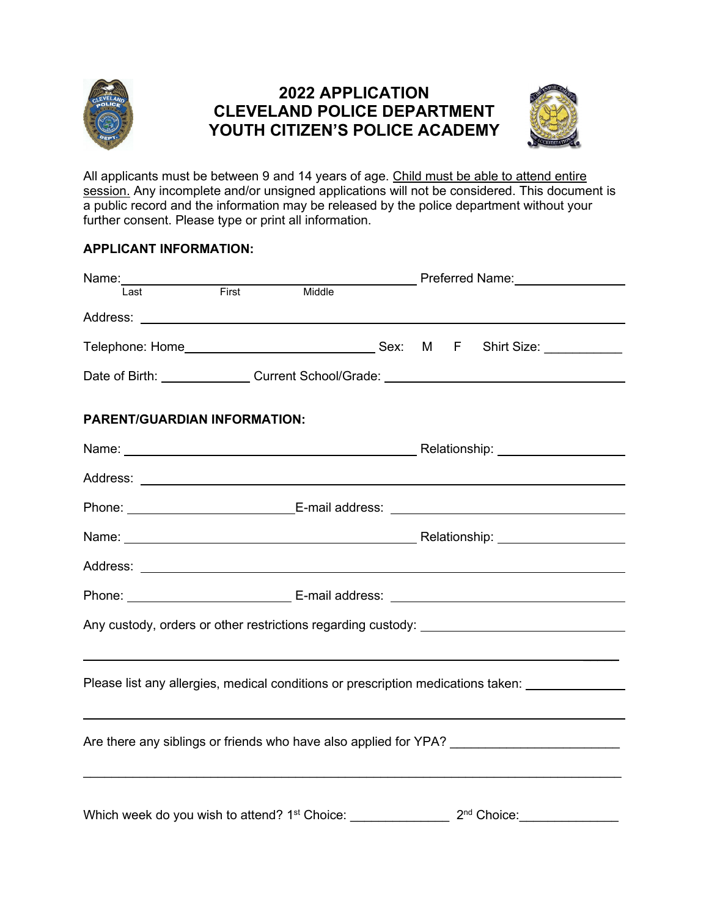# 2022 APPLICATION
# CLEVELAND POLICE DEPARTMENT
# YOUTH CITIZEN'S POLICE ACADEMY

All applicants must be between 9 and 14 years of age. <u>Child must be able to attend entire session.</u> Any incomplete and/or unsigned applications will not be considered. This document is a public record and the information may be released by the police department without your further consent. Please type or print all information.

**APPLICANT INFORMATION:**

Name: ______________________________________________ Preferred Name: ________________
Last First Middle

Address: ________________________________________________________________________

Telephone: Home____________________________ Sex: M F Shirt Size: ___________

Date of Birth: _____________ Current School/Grade: ____________________________________

**PARENT/GUARDIAN INFORMATION:**

Name: ____________________________________________ Relationship: __________________

Address: ________________________________________________________________________

Phone: _________________________ E-mail address: __________________________________

Name: ____________________________________________ Relationship: __________________

Address: ________________________________________________________________________

Phone: _________________________ E-mail address: __________________________________

Any custody, orders or other restrictions regarding custody: ____________________________

_________________________________________________________________________________

Please list any allergies, medical conditions or prescription medications taken: ______________

_________________________________________________________________________________

Are there any siblings or friends who have also applied for YPA? ________________________

_________________________________________________________________________________

Which week do you wish to attend? 1st Choice: ______________ 2nd Choice: ______________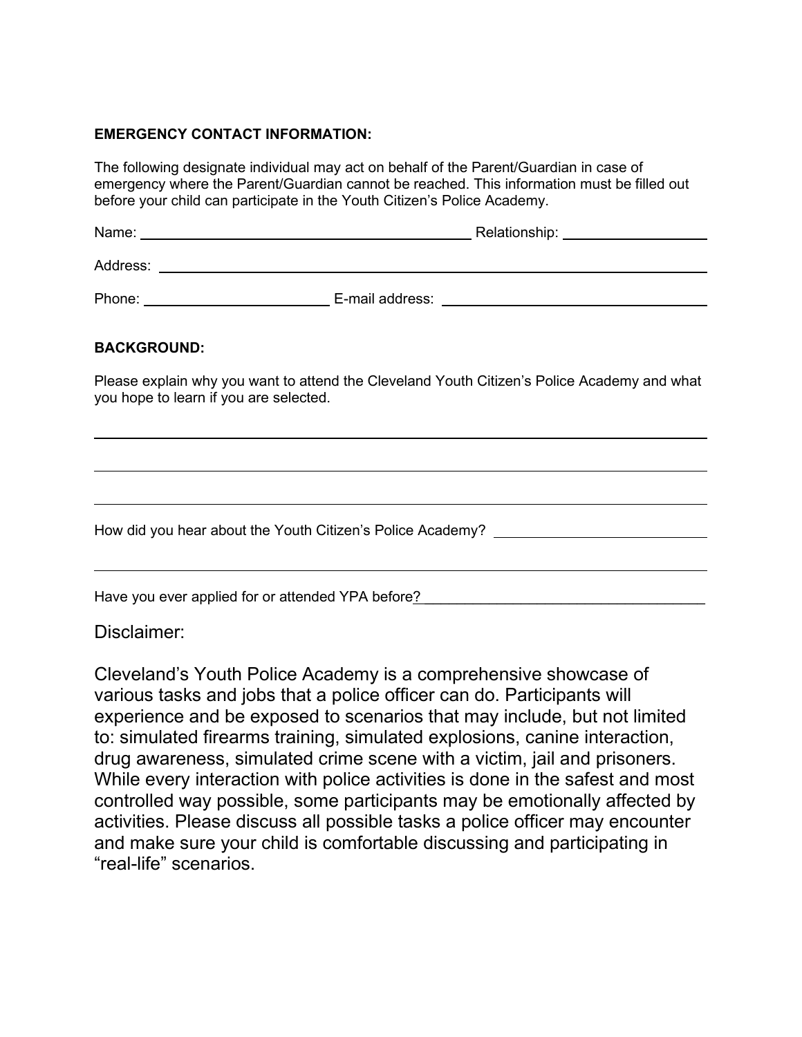**EMERGENCY CONTACT INFORMATION:**

The following designate individual may act on behalf of the Parent/Guardian in case of emergency where the Parent/Guardian cannot be reached. This information must be filled out before your child can participate in the Youth Citizen's Police Academy.

Name: ______________________________ Relationship: ______________

Address: ______________________________________________________

Phone: __________________ E-mail address: ________________________

**BACKGROUND:**

Please explain why you want to attend the Cleveland Youth Citizen's Police Academy and what you hope to learn if you are selected.

______________________________________________________________

______________________________________________________________

______________________________________________________________

How did you hear about the Youth Citizen's Police Academy? ____________________

______________________________________________________________

Have you ever applied for or attended YPA before?___________________________

Disclaimer:

Cleveland's Youth Police Academy is a comprehensive showcase of various tasks and jobs that a police officer can do. Participants will experience and be exposed to scenarios that may include, but not limited to: simulated firearms training, simulated explosions, canine interaction, drug awareness, simulated crime scene with a victim, jail and prisoners. While every interaction with police activities is done in the safest and most controlled way possible, some participants may be emotionally affected by activities. Please discuss all possible tasks a police officer may encounter and make sure your child is comfortable discussing and participating in "real-life" scenarios.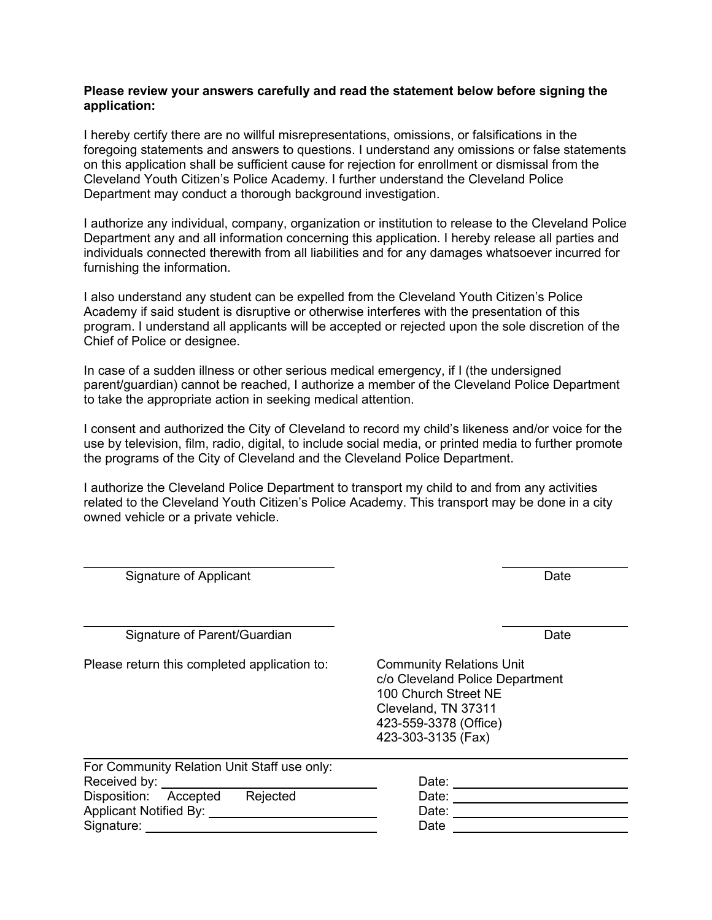**Please review your answers carefully and read the statement below before signing the application:**

I hereby certify there are no willful misrepresentations, omissions, or falsifications in the foregoing statements and answers to questions. I understand any omissions or false statements on this application shall be sufficient cause for rejection for enrollment or dismissal from the Cleveland Youth Citizen's Police Academy. I further understand the Cleveland Police Department may conduct a thorough background investigation.

I authorize any individual, company, organization or institution to release to the Cleveland Police Department any and all information concerning this application. I hereby release all parties and individuals connected therewith from all liabilities and for any damages whatsoever incurred for furnishing the information.

I also understand any student can be expelled from the Cleveland Youth Citizen's Police Academy if said student is disruptive or otherwise interferes with the presentation of this program. I understand all applicants will be accepted or rejected upon the sole discretion of the Chief of Police or designee.

In case of a sudden illness or other serious medical emergency, if I (the undersigned parent/guardian) cannot be reached, I authorize a member of the Cleveland Police Department to take the appropriate action in seeking medical attention.

I consent and authorized the City of Cleveland to record my child's likeness and/or voice for the use by television, film, radio, digital, to include social media, or printed media to further promote the programs of the City of Cleveland and the Cleveland Police Department.

I authorize the Cleveland Police Department to transport my child to and from any activities related to the Cleveland Youth Citizen's Police Academy. This transport may be done in a city owned vehicle or a private vehicle.

\_\_\_\_\_\_\_\_\_\_\_\_\_\_\_\_\_\_\_\_\_\_\_\_\_\_\_\_\_\_ \_\_\_\_\_\_\_\_\_\_\_\_\_\_\_
Signature of Applicant Date

\_\_\_\_\_\_\_\_\_\_\_\_\_\_\_\_\_\_\_\_\_\_\_\_\_\_\_\_\_\_ \_\_\_\_\_\_\_\_\_\_\_\_\_\_\_
Signature of Parent/Guardian Date

Please return this completed application to:

Community Relations Unit
c/o Cleveland Police Department
100 Church Street NE
Cleveland, TN 37311
423-559-3378 (Office)
423-303-3135 (Fax)

---

For Community Relation Unit Staff use only:

Received by: \_\_\_\_\_\_\_\_\_\_\_\_\_\_\_\_\_\_\_\_ Date: \_\_\_\_\_\_\_\_\_\_\_\_\_\_\_

Disposition: Accepted Rejected Date: \_\_\_\_\_\_\_\_\_\_\_\_\_\_\_

Applicant Notified By: \_\_\_\_\_\_\_\_\_\_\_\_\_\_\_\_\_\_\_\_ Date: \_\_\_\_\_\_\_\_\_\_\_\_\_\_\_

Signature: \_\_\_\_\_\_\_\_\_\_\_\_\_\_\_\_\_\_\_\_ Date \_\_\_\_\_\_\_\_\_\_\_\_\_\_\_